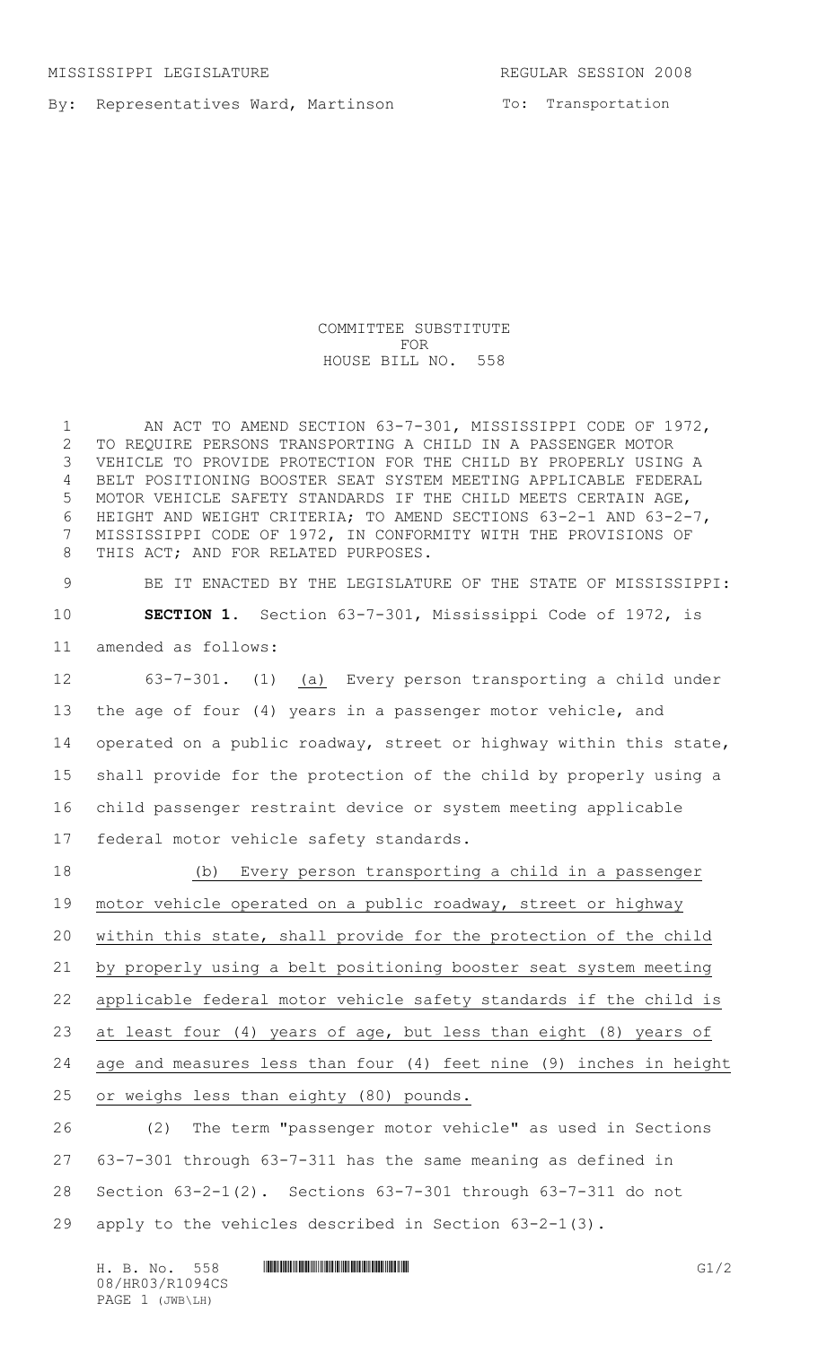MISSISSIPPI LEGISLATURE REGULAR SESSION 2008

By: Representatives Ward, Martinson

To: Transportation

COMMITTEE SUBSTITUTE
FOR
HOUSE BILL NO. 558

AN ACT TO AMEND SECTION 63-7-301, MISSISSIPPI CODE OF 1972, TO REQUIRE PERSONS TRANSPORTING A CHILD IN A PASSENGER MOTOR VEHICLE TO PROVIDE PROTECTION FOR THE CHILD BY PROPERLY USING A BELT POSITIONING BOOSTER SEAT SYSTEM MEETING APPLICABLE FEDERAL MOTOR VEHICLE SAFETY STANDARDS IF THE CHILD MEETS CERTAIN AGE, HEIGHT AND WEIGHT CRITERIA; TO AMEND SECTIONS 63-2-1 AND 63-2-7, MISSISSIPPI CODE OF 1972, IN CONFORMITY WITH THE PROVISIONS OF THIS ACT; AND FOR RELATED PURPOSES.

BE IT ENACTED BY THE LEGISLATURE OF THE STATE OF MISSISSIPPI:

**SECTION 1.** Section 63-7-301, Mississippi Code of 1972, is amended as follows:

63-7-301. (1) (a) Every person transporting a child under the age of four (4) years in a passenger motor vehicle, and operated on a public roadway, street or highway within this state, shall provide for the protection of the child by properly using a child passenger restraint device or system meeting applicable federal motor vehicle safety standards.

(b) Every person transporting a child in a passenger motor vehicle operated on a public roadway, street or highway within this state, shall provide for the protection of the child by properly using a belt positioning booster seat system meeting applicable federal motor vehicle safety standards if the child is at least four (4) years of age, but less than eight (8) years of age and measures less than four (4) feet nine (9) inches in height or weighs less than eighty (80) pounds.

(2) The term "passenger motor vehicle" as used in Sections 63-7-301 through 63-7-311 has the same meaning as defined in Section 63-2-1(2). Sections 63-7-301 through 63-7-311 do not apply to the vehicles described in Section 63-2-1(3).

H. B. No. 558
08/HR03/R1094CS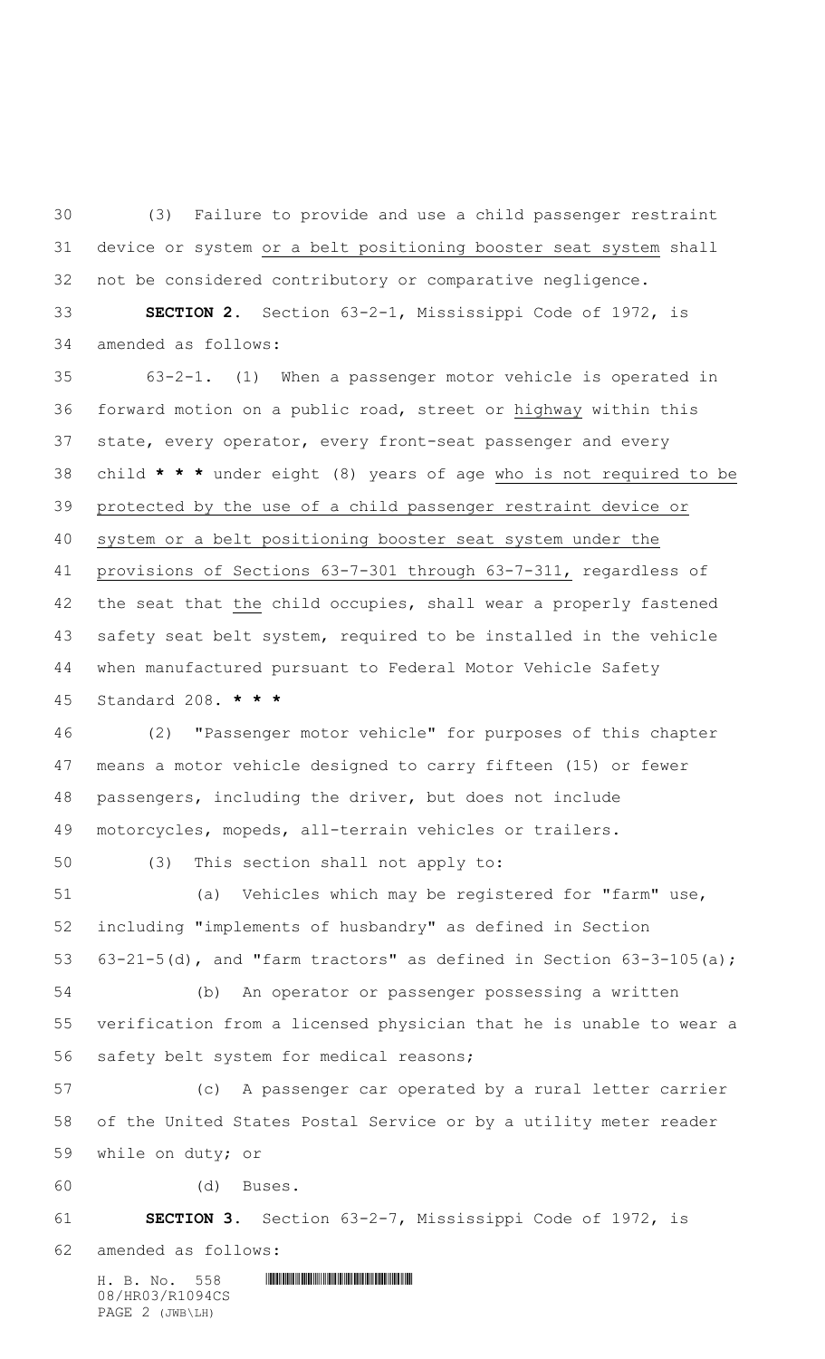(3) Failure to provide and use a child passenger restraint device or system or a belt positioning booster seat system shall not be considered contributory or comparative negligence.

**SECTION 2.** Section 63-2-1, Mississippi Code of 1972, is amended as follows:

63-2-1. (1) When a passenger motor vehicle is operated in forward motion on a public road, street or highway within this state, every operator, every front-seat passenger and every child **\* \* \*** under eight (8) years of age who is not required to be protected by the use of a child passenger restraint device or system or a belt positioning booster seat system under the provisions of Sections 63-7-301 through 63-7-311, regardless of the seat that the child occupies, shall wear a properly fastened safety seat belt system, required to be installed in the vehicle when manufactured pursuant to Federal Motor Vehicle Safety Standard 208. **\* \* \***

(2) "Passenger motor vehicle" for purposes of this chapter means a motor vehicle designed to carry fifteen (15) or fewer passengers, including the driver, but does not include motorcycles, mopeds, all-terrain vehicles or trailers.

(3) This section shall not apply to:

(a) Vehicles which may be registered for "farm" use, including "implements of husbandry" as defined in Section 63-21-5(d), and "farm tractors" as defined in Section 63-3-105(a);

(b) An operator or passenger possessing a written verification from a licensed physician that he is unable to wear a safety belt system for medical reasons;

(c) A passenger car operated by a rural letter carrier of the United States Postal Service or by a utility meter reader while on duty; or

(d) Buses.

**SECTION 3.** Section 63-2-7, Mississippi Code of 1972, is amended as follows: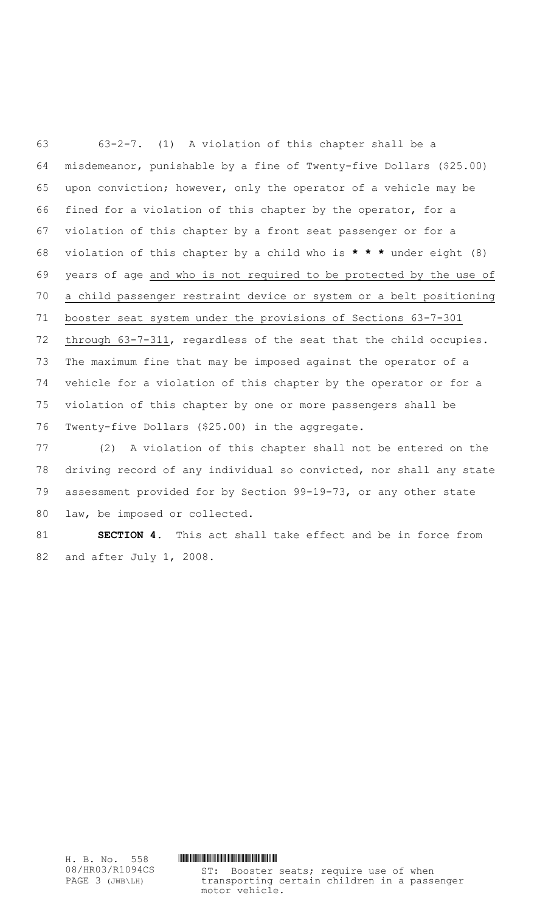63-2-7. (1) A violation of this chapter shall be a misdemeanor, punishable by a fine of Twenty-five Dollars ($25.00) upon conviction; however, only the operator of a vehicle may be fined for a violation of this chapter by the operator, for a violation of this chapter by a front seat passenger or for a violation of this chapter by a child who is *** under eight (8) years of age and who is not required to be protected by the use of a child passenger restraint device or system or a belt positioning booster seat system under the provisions of Sections 63-7-301 through 63-7-311, regardless of the seat that the child occupies. The maximum fine that may be imposed against the operator of a vehicle for a violation of this chapter by the operator or for a violation of this chapter by one or more passengers shall be Twenty-five Dollars ($25.00) in the aggregate.

(2) A violation of this chapter shall not be entered on the driving record of any individual so convicted, nor shall any state assessment provided for by Section 99-19-73, or any other state law, be imposed or collected.

**SECTION 4.** This act shall take effect and be in force from and after July 1, 2008.